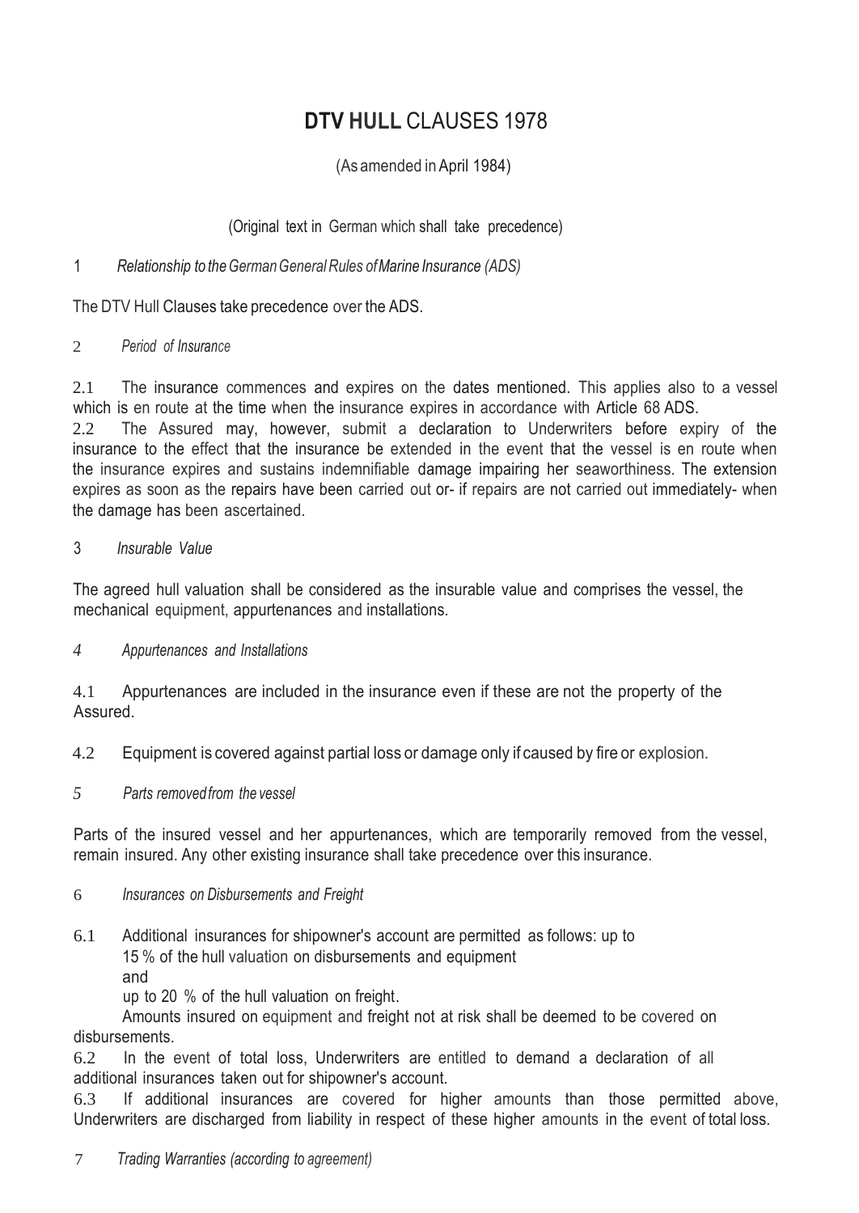# DTV HULL CLAUSES 1978

(As amended in April 1984)

(Original text in German which shall take precedence)

1 *Relationship to the German General Rules of Marine Insurance (ADS)*

The DTV Hull Clauses take precedence over the ADS.

2 *Period of Insurance*

2.1 The insurance commences and expires on the dates mentioned. This applies also to a vessel which is en route at the time when the insurance expires in accordance with Article 68 ADS.

2.2 The Assured may, however, submit a declaration to Underwriters before expiry of the insurance to the effect that the insurance be extended in the event that the vessel is en route when the insurance expires and sustains indemnifiable damage impairing her seaworthiness. The extension expires as soon as the repairs have been carried out or- if repairs are not carried out immediately- when the damage has been ascertained.

3 *Insurable Value*

The agreed hull valuation shall be considered as the insurable value and comprises the vessel, the mechanical equipment, appurtenances and installations.

4 *Appurtenances and Installations*

4.1 Appurtenances are included in the insurance even if these are not the property of the Assured.

4.2 Equipment is covered against partial loss or damage only if caused by fire or explosion.

5 *Parts removed from the vessel*

Parts of the insured vessel and her appurtenances, which are temporarily removed from the vessel, remain insured. Any other existing insurance shall take precedence over this insurance.

6 *Insurances on Disbursements and Freight*

6.1 Additional insurances for shipowner's account are permitted as follows: up to
15 % of the hull valuation on disbursements and equipment
and
up to 20 % of the hull valuation on freight.
Amounts insured on equipment and freight not at risk shall be deemed to be covered on disbursements.

6.2 In the event of total loss, Underwriters are entitled to demand a declaration of all additional insurances taken out for shipowner's account.

6.3 If additional insurances are covered for higher amounts than those permitted above, Underwriters are discharged from liability in respect of these higher amounts in the event of total loss.

7 *Trading Warranties (according to agreement)*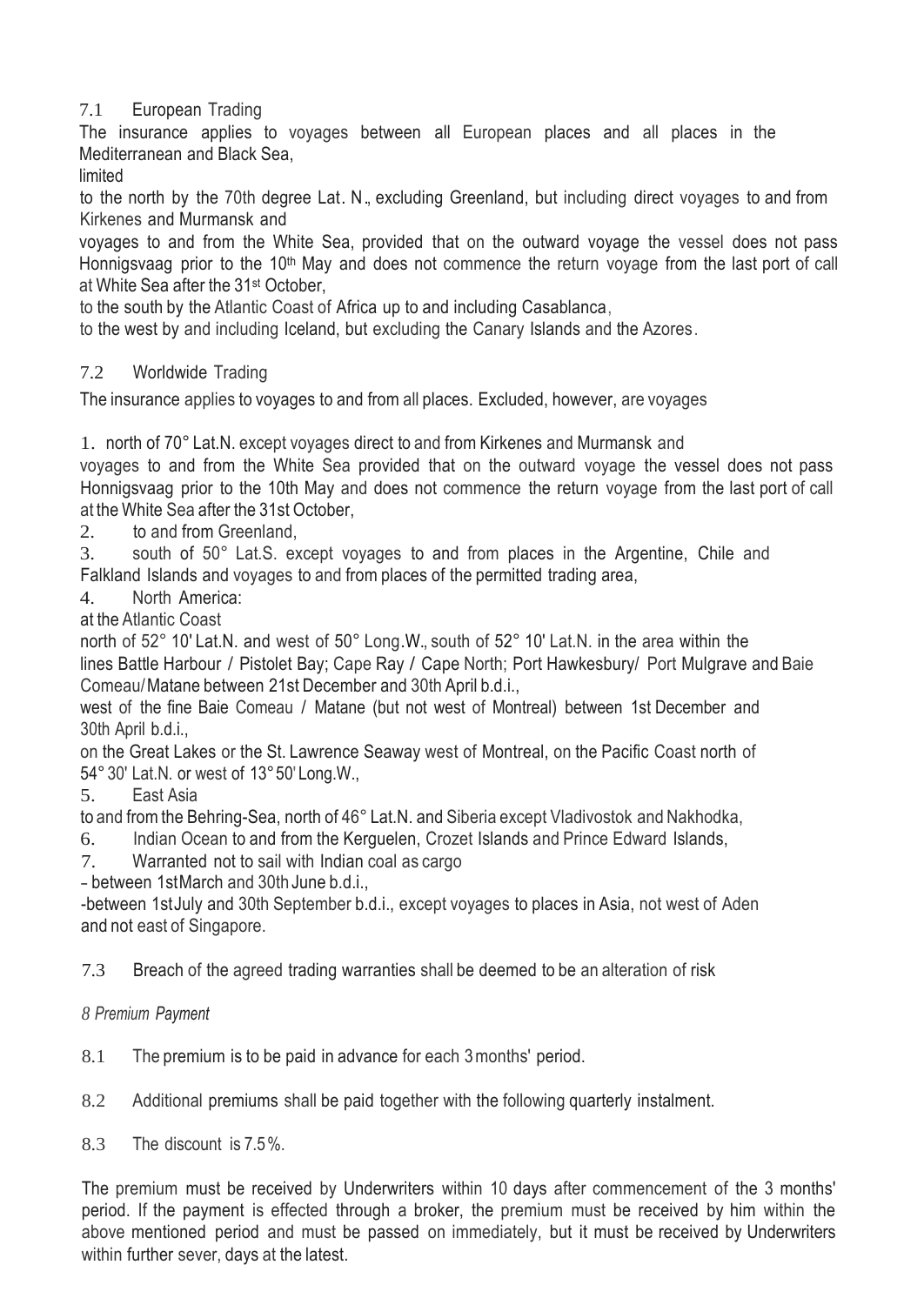7.1 European Trading

The insurance applies to voyages between all European places and all places in the Mediterranean and Black Sea,

limited

to the north by the 70th degree Lat. N., excluding Greenland, but including direct voyages to and from Kirkenes and Murmansk and

voyages to and from the White Sea, provided that on the outward voyage the vessel does not pass Honnigsvaag prior to the 10th May and does not commence the return voyage from the last port of call at White Sea after the 31st October,

to the south by the Atlantic Coast of Africa up to and including Casablanca,

to the west by and including Iceland, but excluding the Canary Islands and the Azores.

7.2 Worldwide Trading

The insurance applies to voyages to and from all places. Excluded, however, are voyages

1. north of 70° Lat.N. except voyages direct to and from Kirkenes and Murmansk and voyages to and from the White Sea provided that on the outward voyage the vessel does not pass Honnigsvaag prior to the 10th May and does not commence the return voyage from the last port of call at the White Sea after the 31st October,
2. to and from Greenland,
3. south of 50° Lat.S. except voyages to and from places in the Argentine, Chile and Falkland Islands and voyages to and from places of the permitted trading area,
4. North America:

   at the Atlantic Coast

   north of 52° 10' Lat.N. and west of 50° Long.W., south of 52° 10' Lat.N. in the area within the lines Battle Harbour / Pistolet Bay; Cape Ray / Cape North; Port Hawkesbury/ Port Mulgrave and Baie Comeau/Matane between 21st December and 30th April b.d.i.,

   west of the fine Baie Comeau / Matane (but not west of Montreal) between 1st December and 30th April b.d.i.,

   on the Great Lakes or the St. Lawrence Seaway west of Montreal, on the Pacific Coast north of 54° 30' Lat.N. or west of 13° 50' Long.W.,
5. East Asia

   to and from the Behring-Sea, north of 46° Lat.N. and Siberia except Vladivostok and Nakhodka,
6. Indian Ocean to and from the Kerguelen, Crozet Islands and Prince Edward Islands,
7. Warranted not to sail with Indian coal as cargo

   - between 1st March and 30th June b.d.i.,
   - between 1st July and 30th September b.d.i., except voyages to places in Asia, not west of Aden and not east of Singapore.

7.3 Breach of the agreed trading warranties shall be deemed to be an alteration of risk

*8 Premium Payment*

8.1 The premium is to be paid in advance for each 3 months' period.

8.2 Additional premiums shall be paid together with the following quarterly instalment.

8.3 The discount is 7.5%.

The premium must be received by Underwriters within 10 days after commencement of the 3 months' period. If the payment is effected through a broker, the premium must be received by him within the above mentioned period and must be passed on immediately, but it must be received by Underwriters within further sever, days at the latest.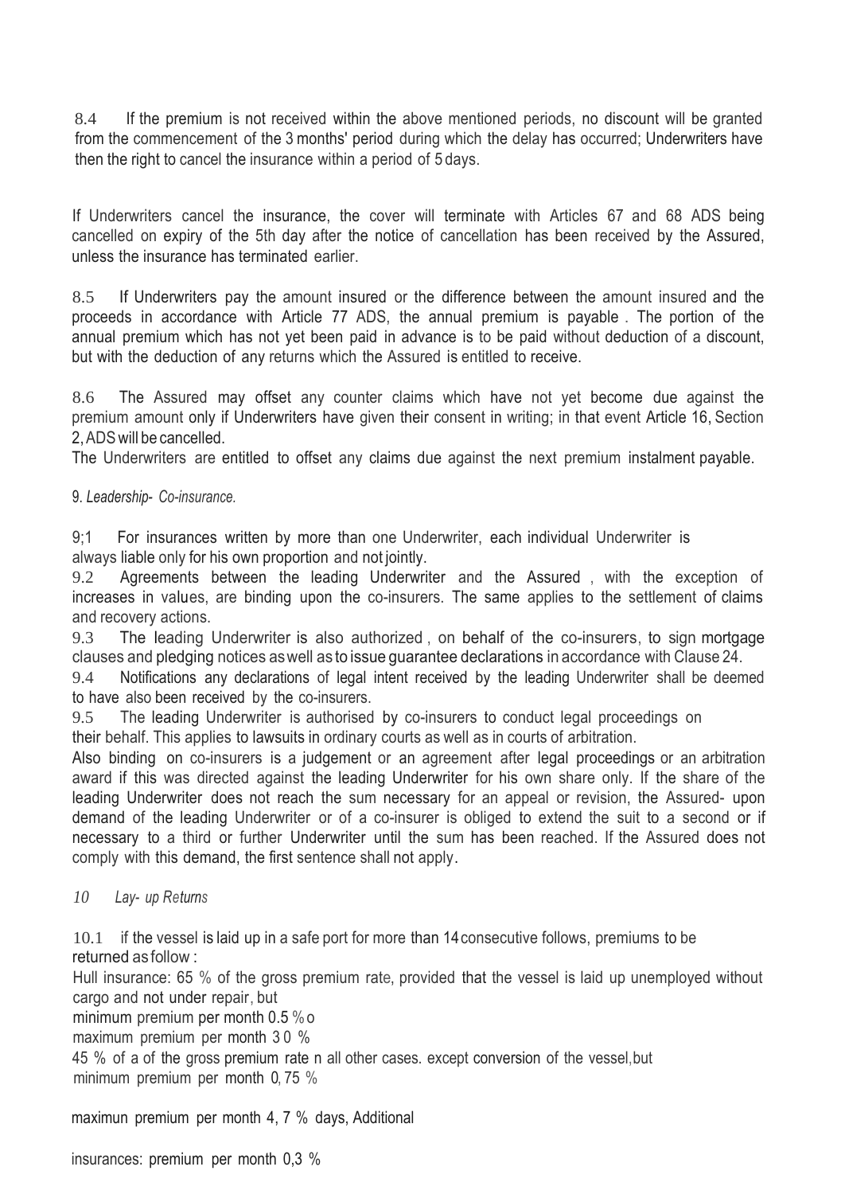8.4 If the premium is not received within the above mentioned periods, no discount will be granted from the commencement of the 3 months' period during which the delay has occurred; Underwriters have then the right to cancel the insurance within a period of 5 days.

If Underwriters cancel the insurance, the cover will terminate with Articles 67 and 68 ADS being cancelled on expiry of the 5th day after the notice of cancellation has been received by the Assured, unless the insurance has terminated earlier.

8.5 If Underwriters pay the amount insured or the difference between the amount insured and the proceeds in accordance with Article 77 ADS, the annual premium is payable . The portion of the annual premium which has not yet been paid in advance is to be paid without deduction of a discount, but with the deduction of any returns which the Assured is entitled to receive.

8.6 The Assured may offset any counter claims which have not yet become due against the premium amount only if Underwriters have given their consent in writing; in that event Article 16, Section 2, ADS will be cancelled.

The Underwriters are entitled to offset any claims due against the next premium instalment payable.

9. *Leadership- Co-insurance.*

9;1 For insurances written by more than one Underwriter, each individual Underwriter is always liable only for his own proportion and not jointly.

9.2 Agreements between the leading Underwriter and the Assured , with the exception of increases in values, are binding upon the co-insurers. The same applies to the settlement of claims and recovery actions.

9.3 The leading Underwriter is also authorized , on behalf of the co-insurers, to sign mortgage clauses and pledging notices as well as to issue guarantee declarations in accordance with Clause 24.

9.4 Notifications any declarations of legal intent received by the leading Underwriter shall be deemed to have also been received by the co-insurers.

9.5 The leading Underwriter is authorised by co-insurers to conduct legal proceedings on their behalf. This applies to lawsuits in ordinary courts as well as in courts of arbitration.

Also binding on co-insurers is a judgement or an agreement after legal proceedings or an arbitration award if this was directed against the leading Underwriter for his own share only. If the share of the leading Underwriter does not reach the sum necessary for an appeal or revision, the Assured- upon demand of the leading Underwriter or of a co-insurer is obliged to extend the suit to a second or if necessary to a third or further Underwriter until the sum has been reached. If the Assured does not comply with this demand, the first sentence shall not apply.

*10 Lay- up Returns*

10.1 if the vessel is laid up in a safe port for more than 14 consecutive follows, premiums to be returned as follow :

Hull insurance: 65 % of the gross premium rate, provided that the vessel is laid up unemployed without cargo and not under repair, but

minimum premium per month 0.5 %o

maximum premium per month 3 0 %

45 % of a of the gross premium rate n all other cases. except conversion of the vessel, but

minimum premium per month 0, 75 %

maximun premium per month 4, 7 % days, Additional

insurances: premium per month 0,3 %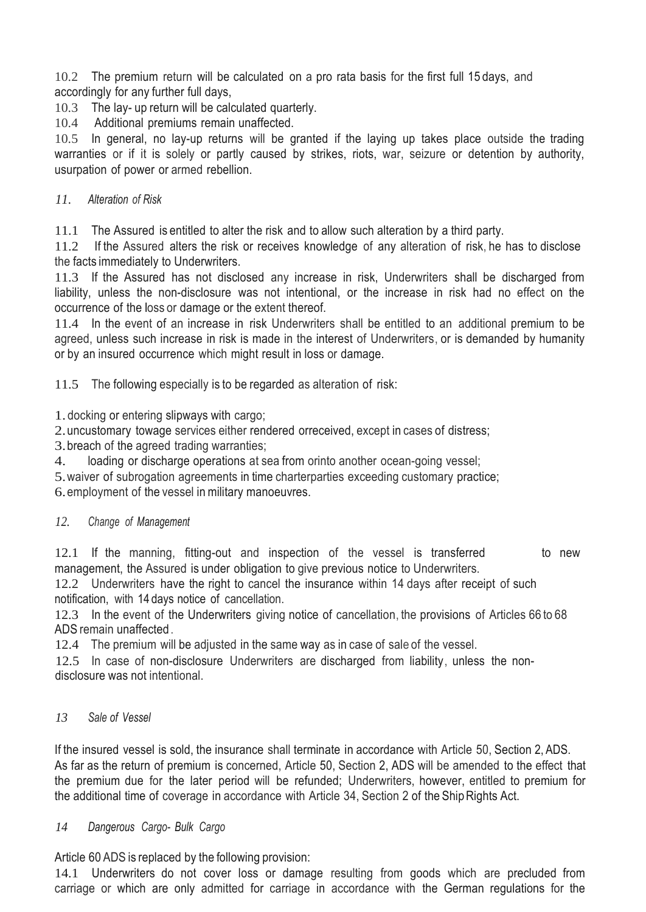10.2 The premium return will be calculated on a pro rata basis for the first full 15 days, and accordingly for any further full days,

10.3 The lay- up return will be calculated quarterly.

10.4 Additional premiums remain unaffected.

10.5 In general, no lay-up returns will be granted if the laying up takes place outside the trading warranties or if it is solely or partly caused by strikes, riots, war, seizure or detention by authority, usurpation of power or armed rebellion.

*11. Alteration of Risk*

11.1 The Assured is entitled to alter the risk and to allow such alteration by a third party.

11.2 If the Assured alters the risk or receives knowledge of any alteration of risk, he has to disclose the facts immediately to Underwriters.

11.3 If the Assured has not disclosed any increase in risk, Underwriters shall be discharged from liability, unless the non-disclosure was not intentional, or the increase in risk had no effect on the occurrence of the loss or damage or the extent thereof.

11.4 In the event of an increase in risk Underwriters shall be entitled to an additional premium to be agreed, unless such increase in risk is made in the interest of Underwriters, or is demanded by humanity or by an insured occurrence which might result in loss or damage.

11.5 The following especially is to be regarded as alteration of risk:

1. docking or entering slipways with cargo;
2. uncustomary towage services either rendered orreceived, except in cases of distress;
3. breach of the agreed trading warranties;
4. loading or discharge operations at sea from orinto another ocean-going vessel;
5. waiver of subrogation agreements in time charterparties exceeding customary practice;
6. employment of the vessel in military manoeuvres.

*12. Change of Management*

12.1 If the manning, fitting-out and inspection of the vessel is transferred to new management, the Assured is under obligation to give previous notice to Underwriters.

12.2 Underwriters have the right to cancel the insurance within 14 days after receipt of such notification, with 14 days notice of cancellation.

12.3 In the event of the Underwriters giving notice of cancellation, the provisions of Articles 66 to 68 ADS remain unaffected.

12.4 The premium will be adjusted in the same way as in case of sale of the vessel.

12.5 In case of non-disclosure Underwriters are discharged from liability, unless the non-disclosure was not intentional.

*13 Sale of Vessel*

If the insured vessel is sold, the insurance shall terminate in accordance with Article 50, Section 2, ADS. As far as the return of premium is concerned, Article 50, Section 2, ADS will be amended to the effect that the premium due for the later period will be refunded; Underwriters, however, entitled to premium for the additional time of coverage in accordance with Article 34, Section 2 of the Ship Rights Act.

*14 Dangerous Cargo- Bulk Cargo*

Article 60 ADS is replaced by the following provision:

14.1 Underwriters do not cover loss or damage resulting from goods which are precluded from carriage or which are only admitted for carriage in accordance with the German regulations for the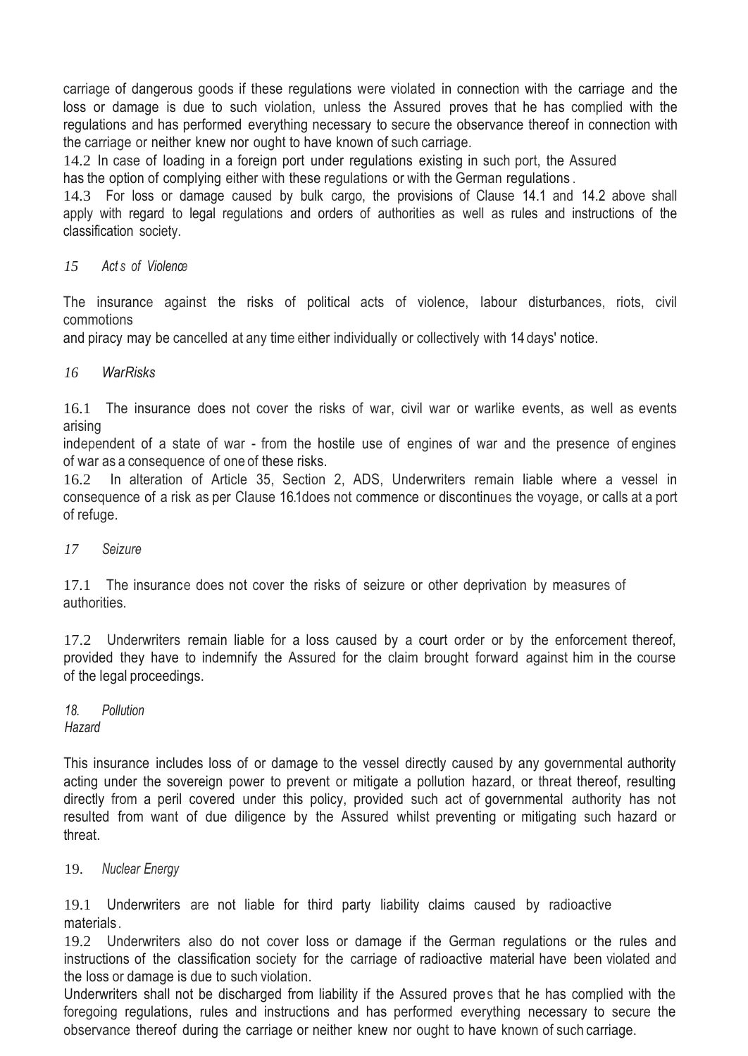carriage of dangerous goods if these regulations were violated in connection with the carriage and the loss or damage is due to such violation, unless the Assured proves that he has complied with the regulations and has performed everything necessary to secure the observance thereof in connection with the carriage or neither knew nor ought to have known of such carriage.

14.2 In case of loading in a foreign port under regulations existing in such port, the Assured has the option of complying either with these regulations or with the German regulations.

14.3 For loss or damage caused by bulk cargo, the provisions of Clause 14.1 and 14.2 above shall apply with regard to legal regulations and orders of authorities as well as rules and instructions of the classification society.

### *15 Acts of Violence*

The insurance against the risks of political acts of violence, labour disturbances, riots, civil commotions and piracy may be cancelled at any time either individually or collectively with 14 days' notice.

### *16 War Risks*

16.1 The insurance does not cover the risks of war, civil war or warlike events, as well as events arising independent of a state of war - from the hostile use of engines of war and the presence of engines of war as a consequence of one of these risks.

16.2 In alteration of Article 35, Section 2, ADS, Underwriters remain liable where a vessel in consequence of a risk as per Clause 16.1 does not commence or discontinues the voyage, or calls at a port of refuge.

### *17 Seizure*

17.1 The insurance does not cover the risks of seizure or other deprivation by measures of authorities.

17.2 Underwriters remain liable for a loss caused by a court order or by the enforcement thereof, provided they have to indemnify the Assured for the claim brought forward against him in the course of the legal proceedings.

### *18. Pollution Hazard*

This insurance includes loss of or damage to the vessel directly caused by any governmental authority acting under the sovereign power to prevent or mitigate a pollution hazard, or threat thereof, resulting directly from a peril covered under this policy, provided such act of governmental authority has not resulted from want of due diligence by the Assured whilst preventing or mitigating such hazard or threat.

### 19. *Nuclear Energy*

19.1 Underwriters are not liable for third party liability claims caused by radioactive materials.

19.2 Underwriters also do not cover loss or damage if the German regulations or the rules and instructions of the classification society for the carriage of radioactive material have been violated and the loss or damage is due to such violation.

Underwriters shall not be discharged from liability if the Assured proves that he has complied with the foregoing regulations, rules and instructions and has performed everything necessary to secure the observance thereof during the carriage or neither knew nor ought to have known of such carriage.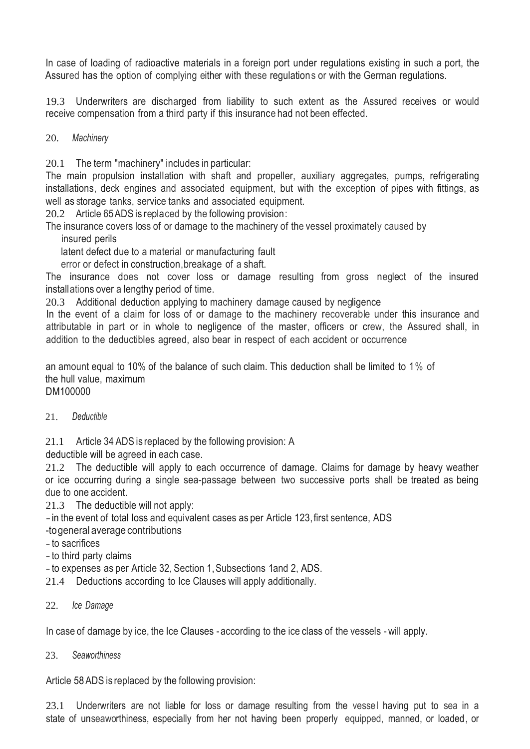In case of loading of radioactive materials in a foreign port under regulations existing in such a port, the Assured has the option of complying either with these regulations or with the German regulations.

19.3 Underwriters are discharged from liability to such extent as the Assured receives or would receive compensation from a third party if this insurance had not been effected.

20. *Machinery*

20.1 The term "machinery" includes in particular:
The main propulsion installation with shaft and propeller, auxiliary aggregates, pumps, refrigerating installations, deck engines and associated equipment, but with the exception of pipes with fittings, as well as storage tanks, service tanks and associated equipment.

20.2 Article 65 ADS is replaced by the following provision:
The insurance covers loss of or damage to the machinery of the vessel proximately caused by
insured perils
latent defect due to a material or manufacturing fault
error or defect in construction, breakage of a shaft.
The insurance does not cover loss or damage resulting from gross neglect of the insured installations over a lengthy period of time.

20.3 Additional deduction applying to machinery damage caused by negligence
In the event of a claim for loss of or damage to the machinery recoverable under this insurance and attributable in part or in whole to negligence of the master, officers or crew, the Assured shall, in addition to the deductibles agreed, also bear in respect of each accident or occurrence

an amount equal to 10% of the balance of such claim. This deduction shall be limited to 1% of the hull value, maximum
DM100000

21. *Deductible*

21.1 Article 34 ADS is replaced by the following provision: A deductible will be agreed in each case.

21.2 The deductible will apply to each occurrence of damage. Claims for damage by heavy weather or ice occurring during a single sea-passage between two successive ports shall be treated as being due to one accident.

21.3 The deductible will not apply:
- in the event of total loss and equivalent cases as per Article 123, first sentence, ADS
- to general average contributions
- to sacrifices
- to third party claims
- to expenses as per Article 32, Section 1, Subsections 1 and 2, ADS.

21.4 Deductions according to Ice Clauses will apply additionally.

22. *Ice Damage*

In case of damage by ice, the Ice Clauses - according to the ice class of the vessels - will apply.

23. *Seaworthiness*

Article 58 ADS is replaced by the following provision:

23.1 Underwriters are not liable for loss or damage resulting from the vessel having put to sea in a state of unseaworthiness, especially from her not having been properly equipped, manned, or loaded, or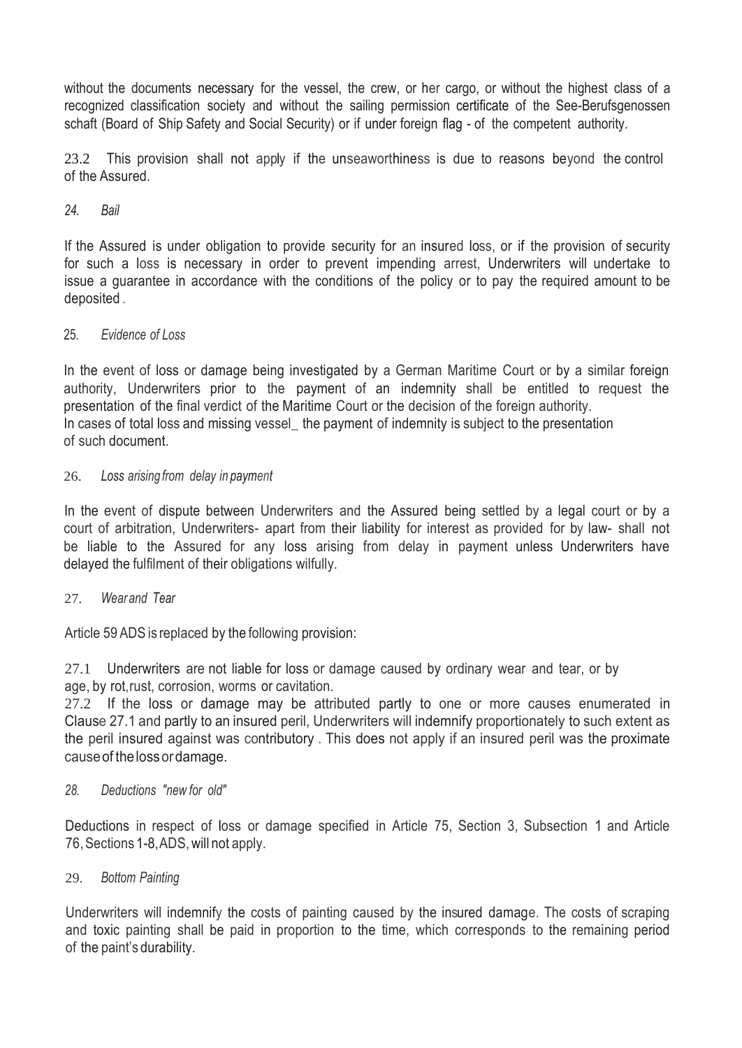without the documents necessary for the vessel, the crew, or her cargo, or without the highest class of a recognized classification society and without the sailing permission certificate of the See-Berufsgenossen schaft (Board of Ship Safety and Social Security) or if under foreign flag - of the competent authority.

23.2 This provision shall not apply if the unseaworthiness is due to reasons beyond the control of the Assured.

*24. Bail*

If the Assured is under obligation to provide security for an insured loss, or if the provision of security for such a loss is necessary in order to prevent impending arrest, Underwriters will undertake to issue a guarantee in accordance with the conditions of the policy or to pay the required amount to be deposited.

25. *Evidence of Loss*

In the event of loss or damage being investigated by a German Maritime Court or by a similar foreign authority, Underwriters prior to the payment of an indemnity shall be entitled to request the presentation of the final verdict of the Maritime Court or the decision of the foreign authority.
In cases of total loss and missing vessel_ the payment of indemnity is subject to the presentation of such document.

26. *Loss arising from delay in payment*

In the event of dispute between Underwriters and the Assured being settled by a legal court or by a court of arbitration, Underwriters- apart from their liability for interest as provided for by law- shall not be liable to the Assured for any loss arising from delay in payment unless Underwriters have delayed the fulfilment of their obligations wilfully.

27. *Wear and Tear*

Article 59 ADS is replaced by the following provision:

27.1 Underwriters are not liable for loss or damage caused by ordinary wear and tear, or by age, by rot, rust, corrosion, worms or cavitation.
27.2 If the loss or damage may be attributed partly to one or more causes enumerated in Clause 27.1 and partly to an insured peril, Underwriters will indemnify proportionately to such extent as the peril insured against was contributory. This does not apply if an insured peril was the proximate cause of the loss or damage.

*28. Deductions "new for old"*

Deductions in respect of loss or damage specified in Article 75, Section 3, Subsection 1 and Article 76, Sections 1-8, ADS, will not apply.

29. *Bottom Painting*

Underwriters will indemnify the costs of painting caused by the insured damage. The costs of scraping and toxic painting shall be paid in proportion to the time, which corresponds to the remaining period of the paint's durability.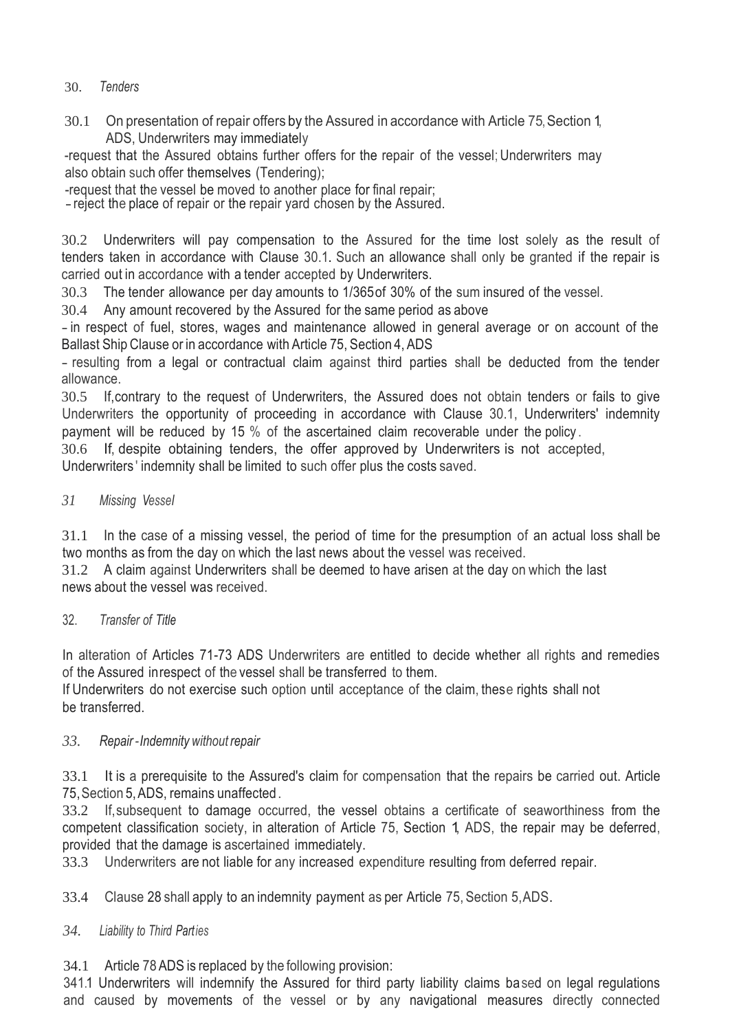### 30. *Tenders*

30.1 On presentation of repair offers by the Assured in accordance with Article 75, Section 1, ADS, Underwriters may immediately

- request that the Assured obtains further offers for the repair of the vessel; Underwriters may also obtain such offer themselves (Tendering);
- request that the vessel be moved to another place for final repair;
- reject the place of repair or the repair yard chosen by the Assured.

30.2 Underwriters will pay compensation to the Assured for the time lost solely as the result of tenders taken in accordance with Clause 30.1. Such an allowance shall only be granted if the repair is carried out in accordance with a tender accepted by Underwriters.

30.3 The tender allowance per day amounts to 1/365 of 30% of the sum insured of the vessel.

30.4 Any amount recovered by the Assured for the same period as above

- in respect of fuel, stores, wages and maintenance allowed in general average or on account of the Ballast Ship Clause or in accordance with Article 75, Section 4, ADS
- resulting from a legal or contractual claim against third parties shall be deducted from the tender allowance.

30.5 If, contrary to the request of Underwriters, the Assured does not obtain tenders or fails to give Underwriters the opportunity of proceeding in accordance with Clause 30.1, Underwriters' indemnity payment will be reduced by 15 % of the ascertained claim recoverable under the policy.

30.6 If, despite obtaining tenders, the offer approved by Underwriters is not accepted, Underwriters' indemnity shall be limited to such offer plus the costs saved.

### 31 *Missing Vessel*

31.1 In the case of a missing vessel, the period of time for the presumption of an actual loss shall be two months as from the day on which the last news about the vessel was received.

31.2 A claim against Underwriters shall be deemed to have arisen at the day on which the last news about the vessel was received.

### 32. *Transfer of Title*

In alteration of Articles 71-73 ADS Underwriters are entitled to decide whether all rights and remedies of the Assured in respect of the vessel shall be transferred to them.

If Underwriters do not exercise such option until acceptance of the claim, these rights shall not be transferred.

### 33. *Repair - Indemnity without repair*

33.1 It is a prerequisite to the Assured's claim for compensation that the repairs be carried out. Article 75, Section 5, ADS, remains unaffected.

33.2 If, subsequent to damage occurred, the vessel obtains a certificate of seaworthiness from the competent classification society, in alteration of Article 75, Section 1, ADS, the repair may be deferred, provided that the damage is ascertained immediately.

33.3 Underwriters are not liable for any increased expenditure resulting from deferred repair.

33.4 Clause 28 shall apply to an indemnity payment as per Article 75, Section 5, ADS.

### 34. *Liability to Third Parties*

34.1 Article 78 ADS is replaced by the following provision:

34.1.1 Underwriters will indemnify the Assured for third party liability claims based on legal regulations and caused by movements of the vessel or by any navigational measures directly connected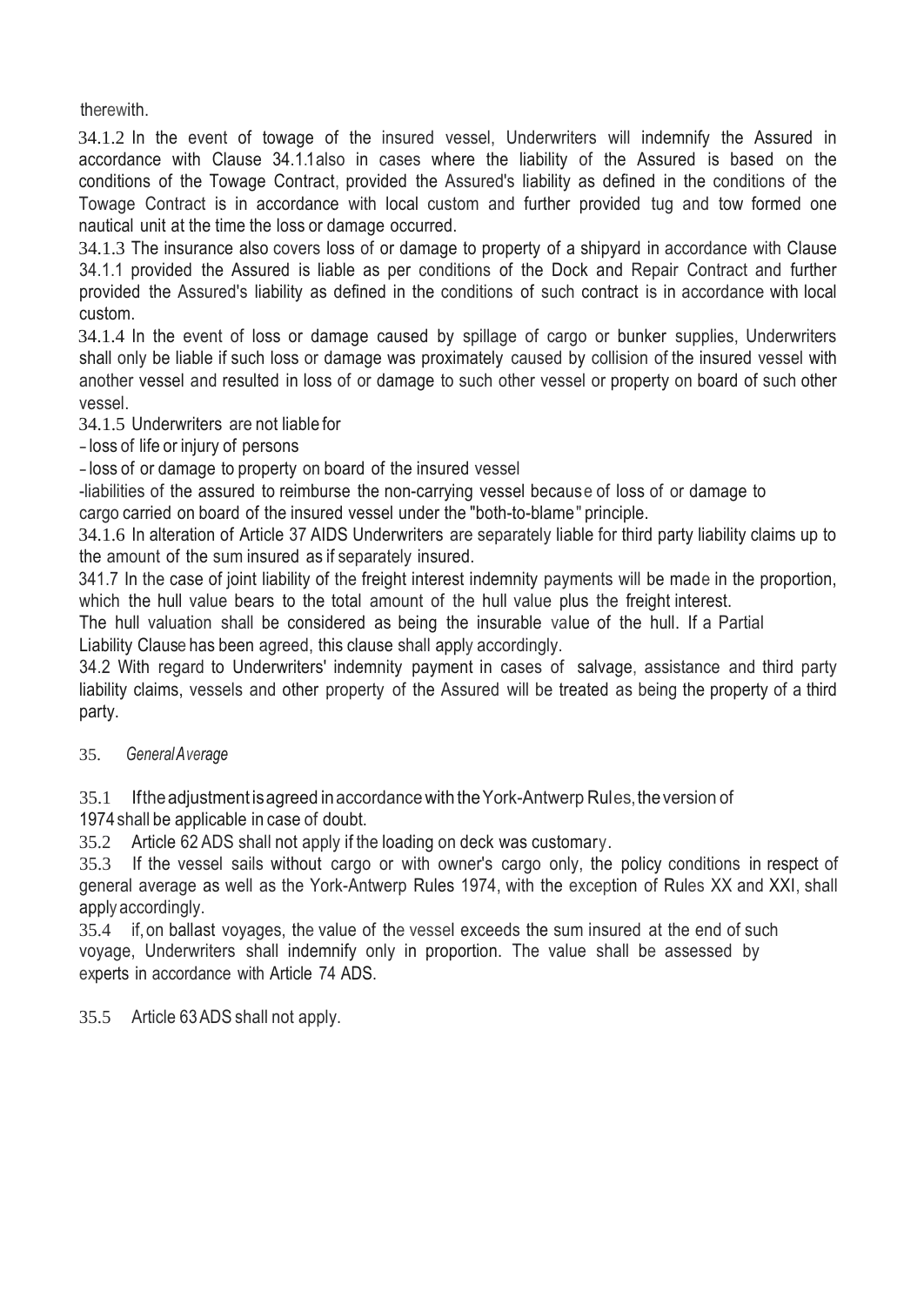therewith.

34.1.2 In the event of towage of the insured vessel, Underwriters will indemnify the Assured in accordance with Clause 34.1.1also in cases where the liability of the Assured is based on the conditions of the Towage Contract, provided the Assured's liability as defined in the conditions of the Towage Contract is in accordance with local custom and further provided tug and tow formed one nautical unit at the time the loss or damage occurred.

34.1.3 The insurance also covers loss of or damage to property of a shipyard in accordance with Clause 34.1.1 provided the Assured is liable as per conditions of the Dock and Repair Contract and further provided the Assured's liability as defined in the conditions of such contract is in accordance with local custom.

34.1.4 In the event of loss or damage caused by spillage of cargo or bunker supplies, Underwriters shall only be liable if such loss or damage was proximately caused by collision of the insured vessel with another vessel and resulted in loss of or damage to such other vessel or property on board of such other vessel.

34.1.5 Underwriters are not liable for

- loss of life or injury of persons
- loss of or damage to property on board of the insured vessel
- liabilities of the assured to reimburse the non-carrying vessel because of loss of or damage to cargo carried on board of the insured vessel under the "both-to-blame" principle.

34.1.6 In alteration of Article 37 AIDS Underwriters are separately liable for third party liability claims up to the amount of the sum insured as if separately insured.

341.7 In the case of joint liability of the freight interest indemnity payments will be made in the proportion, which the hull value bears to the total amount of the hull value plus the freight interest.

The hull valuation shall be considered as being the insurable value of the hull. If a Partial Liability Clause has been agreed, this clause shall apply accordingly.

34.2 With regard to Underwriters' indemnity payment in cases of salvage, assistance and third party liability claims, vessels and other property of the Assured will be treated as being the property of a third party.

## 35. *General Average*

35.1 If the adjustment is agreed in accordance with the York-Antwerp Rules, the version of 1974 shall be applicable in case of doubt.

35.2 Article 62 ADS shall not apply if the loading on deck was customary.

35.3 If the vessel sails without cargo or with owner's cargo only, the policy conditions in respect of general average as well as the York-Antwerp Rules 1974, with the exception of Rules XX and XXI, shall apply accordingly.

35.4 if, on ballast voyages, the value of the vessel exceeds the sum insured at the end of such voyage, Underwriters shall indemnify only in proportion. The value shall be assessed by experts in accordance with Article 74 ADS.

35.5 Article 63 ADS shall not apply.